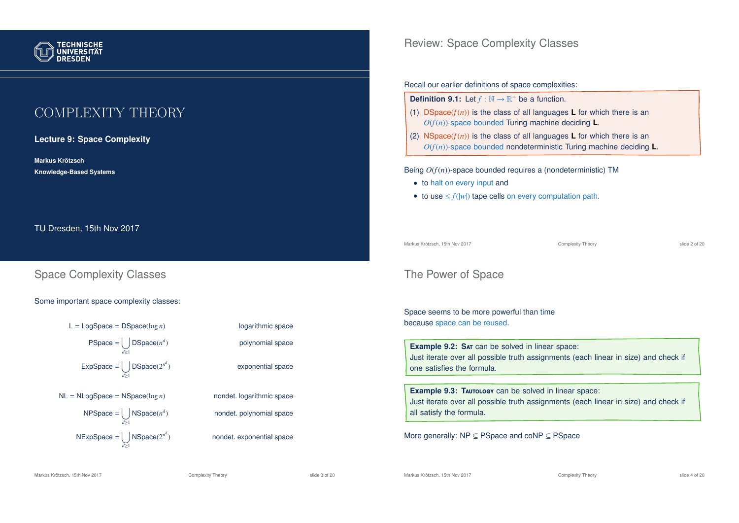# COMPLEXITY THEORY

**Lecture 9: Space Complexity**

**Markus Krötzsch**

**Knowledge-Based Systems**

TU Dresden, 15th Nov 2017

## Review: Space Complexity Classes

Recall our earlier definitions of space complexities:

**Definition 9.1:** Let $f : \mathbb{N} \to \mathbb{R}^+$ be a function.

(1) DSpace($f(n)$) is the class of all languages **L** for which there is an $O(f(n))$-space bounded Turing machine deciding **L**.

(2) NSpace($f(n)$) is the class of all languages **L** for which there is an $O(f(n))$-space bounded nondeterministic Turing machine deciding **L**.

Being $O(f(n))$-space bounded requires a (nondeterministic) TM

- to halt on every input and
- to use $\leq f(|w|)$ tape cells on every computation path.

## Space Complexity Classes

Some important space complexity classes:

| | |
|---|---|
| $\text{L} = \text{LogSpace} = \text{DSpace}(\log n)$ | logarithmic space |
| $\text{PSpace} = \bigcup_{d \geq 1} \text{DSpace}(n^d)$ | polynomial space |
| $\text{ExpSpace} = \bigcup_{d \geq 1} \text{DSpace}(2^{n^d})$ | exponential space |
| $\text{NL} = \text{NLogSpace} = \text{NSpace}(\log n)$ | nondet. logarithmic space |
| $\text{NPSpace} = \bigcup_{d \geq 1} \text{NSpace}(n^d)$ | nondet. polynomial space |
| $\text{NExpSpace} = \bigcup_{d \geq 1} \text{NSpace}(2^{n^d})$ | nondet. exponential space |

## The Power of Space

Space seems to be more powerful than time because space can be reused.

**Example 9.2:** Sat can be solved in linear space:
Just iterate over all possible truth assignments (each linear in size) and check if one satisfies the formula.

**Example 9.3:** Tautology can be solved in linear space:
Just iterate over all possible truth assignments (each linear in size) and check if all satisfy the formula.

More generally: NP $\subseteq$ PSpace and coNP $\subseteq$ PSpace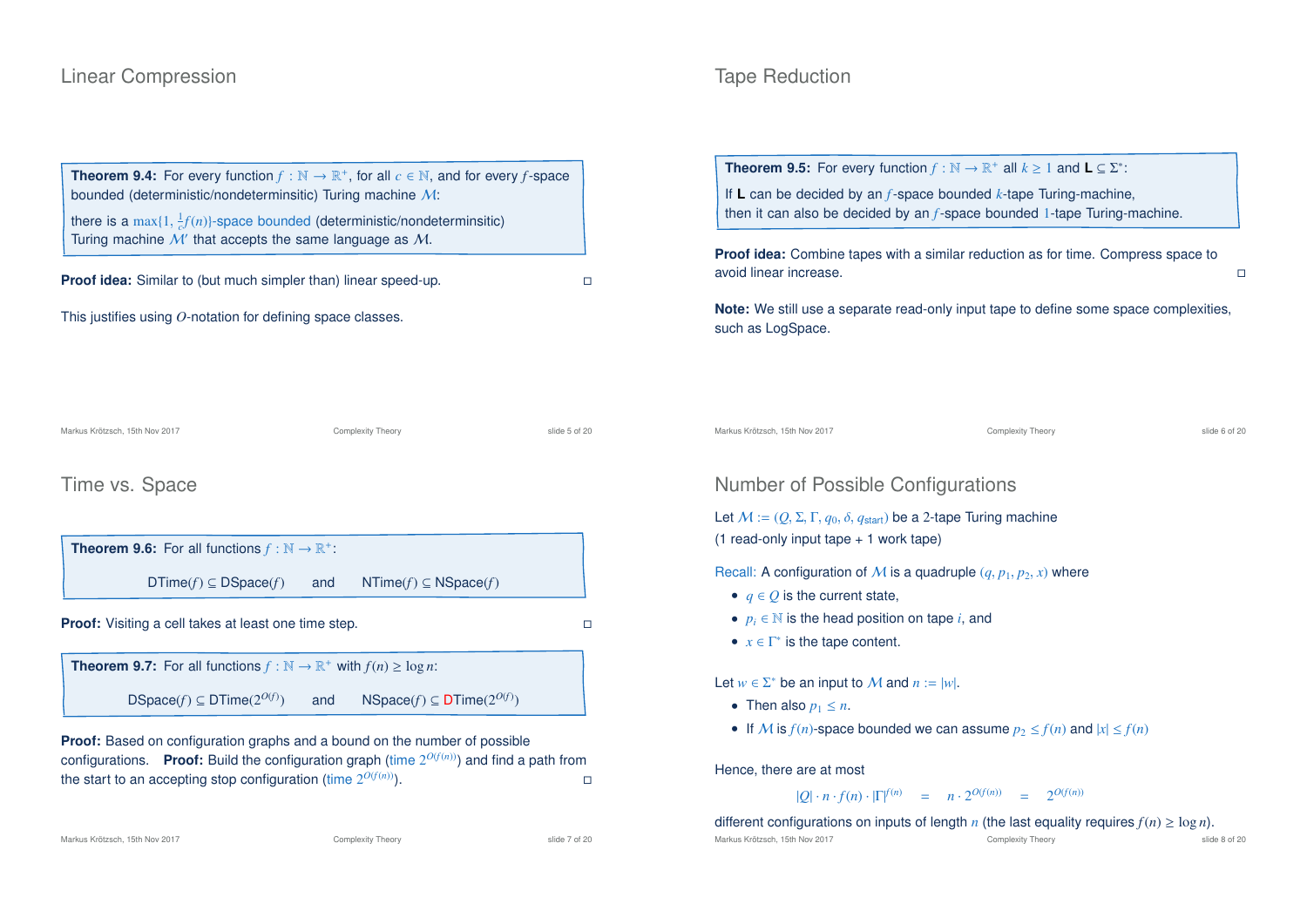## Linear Compression

**Theorem 9.4:** For every function $f : \mathbb{N} \to \mathbb{R}^+$, for all $c \in \mathbb{N}$, and for every $f$-space bounded (deterministic/nondeterminsitic) Turing machine $\mathcal{M}$:

there is a $\max\{1, \frac{1}{c}f(n)\}$-space bounded (deterministic/nondeterminsitic) Turing machine $\mathcal{M}'$ that accepts the same language as $\mathcal{M}$.

**Proof idea:** Similar to (but much simpler than) linear speed-up. □

This justifies using $O$-notation for defining space classes.

## Tape Reduction

**Theorem 9.5:** For every function $f : \mathbb{N} \to \mathbb{R}^+$ all $k \geq 1$ and $\mathbf{L} \subseteq \Sigma^*$:

If $\mathbf{L}$ can be decided by an $f$-space bounded $k$-tape Turing-machine, then it can also be decided by an $f$-space bounded 1-tape Turing-machine.

**Proof idea:** Combine tapes with a similar reduction as for time. Compress space to avoid linear increase. □

**Note:** We still use a separate read-only input tape to define some space complexities, such as LogSpace.

## Time vs. Space

**Theorem 9.6:** For all functions $f : \mathbb{N} \to \mathbb{R}^+$:

$$\text{DTime}(f) \subseteq \text{DSpace}(f) \quad \text{and} \quad \text{NTime}(f) \subseteq \text{NSpace}(f)$$

**Proof:** Visiting a cell takes at least one time step. □

**Theorem 9.7:** For all functions $f : \mathbb{N} \to \mathbb{R}^+$ with $f(n) \geq \log n$:

$$\text{DSpace}(f) \subseteq \text{DTime}(2^{O(f)}) \quad \text{and} \quad \text{NSpace}(f) \subseteq \text{DTime}(2^{O(f)})$$

**Proof:** Based on configuration graphs and a bound on the number of possible configurations. **Proof:** Build the configuration graph (time $2^{O(f(n))}$) and find a path from the start to an accepting stop configuration (time $2^{O(f(n))}$). □

## Number of Possible Configurations

Let $\mathcal{M} := (Q, \Sigma, \Gamma, q_0, \delta, q_{\text{start}})$ be a 2-tape Turing machine (1 read-only input tape + 1 work tape)

Recall: A configuration of $\mathcal{M}$ is a quadruple $(q, p_1, p_2, x)$ where

- $q \in Q$ is the current state,
- $p_i \in \mathbb{N}$ is the head position on tape $i$, and
- $x \in \Gamma^*$ is the tape content.

Let $w \in \Sigma^*$ be an input to $\mathcal{M}$ and $n := |w|$.

- Then also $p_1 \leq n$.
- If $\mathcal{M}$ is $f(n)$-space bounded we can assume $p_2 \leq f(n)$ and $|x| \leq f(n)$

Hence, there are at most

$$|Q| \cdot n \cdot f(n) \cdot |\Gamma|^{f(n)} \quad = \quad n \cdot 2^{O(f(n))} \quad = \quad 2^{O(f(n))}$$

different configurations on inputs of length $n$ (the last equality requires $f(n) \geq \log n$).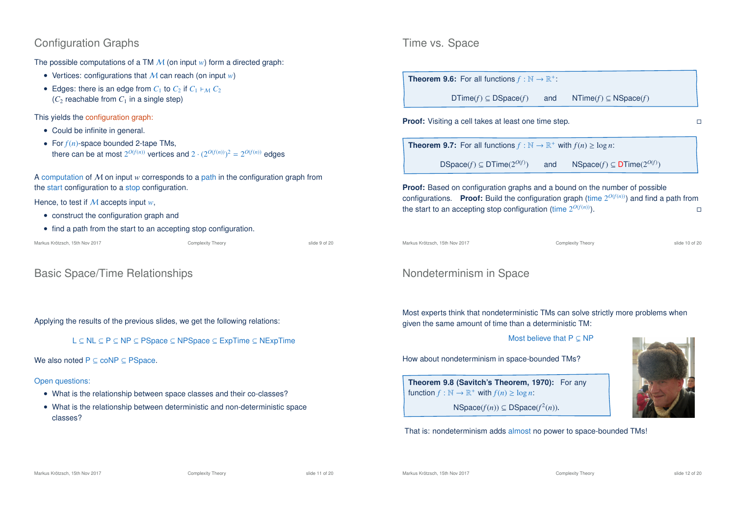## Configuration Graphs

The possible computations of a TM $\mathcal{M}$ (on input $w$) form a directed graph:

- Vertices: configurations that $\mathcal{M}$ can reach (on input $w$)
- Edges: there is an edge from $C_1$ to $C_2$ if $C_1 \vdash_{\mathcal{M}} C_2$ ($C_2$ reachable from $C_1$ in a single step)

This yields the configuration graph:

- Could be infinite in general.
- For $f(n)$-space bounded 2-tape TMs, there can be at most $2^{O(f(n))}$ vertices and $2 \cdot (2^{O(f(n))})^2 = 2^{O(f(n))}$ edges

A computation of $\mathcal{M}$ on input $w$ corresponds to a path in the configuration graph from the start configuration to a stop configuration.

Hence, to test if $\mathcal{M}$ accepts input $w$,

- construct the configuration graph and
- find a path from the start to an accepting stop configuration.

## Time vs. Space

**Theorem 9.6:** For all functions $f : \mathbb{N} \to \mathbb{R}^+$:

$$\text{DTime}(f) \subseteq \text{DSpace}(f) \qquad \text{and} \qquad \text{NTime}(f) \subseteq \text{NSpace}(f)$$

**Proof:** Visiting a cell takes at least one time step. □

**Theorem 9.7:** For all functions $f : \mathbb{N} \to \mathbb{R}^+$ with $f(n) \geq \log n$:

$$\text{DSpace}(f) \subseteq \text{DTime}(2^{O(f)}) \qquad \text{and} \qquad \text{NSpace}(f) \subseteq \text{DTime}(2^{O(f)})$$

**Proof:** Based on configuration graphs and a bound on the number of possible configurations. **Proof:** Build the configuration graph (time $2^{O(f(n))}$) and find a path from the start to an accepting stop configuration (time $2^{O(f(n))}$). □

## Basic Space/Time Relationships

Applying the results of the previous slides, we get the following relations:

$$\text{L} \subseteq \text{NL} \subseteq \text{P} \subseteq \text{NP} \subseteq \text{PSpace} \subseteq \text{NPSpace} \subseteq \text{ExpTime} \subseteq \text{NExpTime}$$

We also noted $\text{P} \subseteq \text{coNP} \subseteq \text{PSpace}$.

Open questions:

- What is the relationship between space classes and their co-classes?
- What is the relationship between deterministic and non-deterministic space classes?

## Nondeterminism in Space

Most experts think that nondeterministic TMs can solve strictly more problems when given the same amount of time than a deterministic TM:

Most believe that $\text{P} \subsetneq \text{NP}$

How about nondeterminism in space-bounded TMs?

**Theorem 9.8 (Savitch's Theorem, 1970):** For any function $f : \mathbb{N} \to \mathbb{R}^+$ with $f(n) \geq \log n$:

$$\text{NSpace}(f(n)) \subseteq \text{DSpace}(f^2(n)).$$

That is: nondeterminism adds almost no power to space-bounded TMs!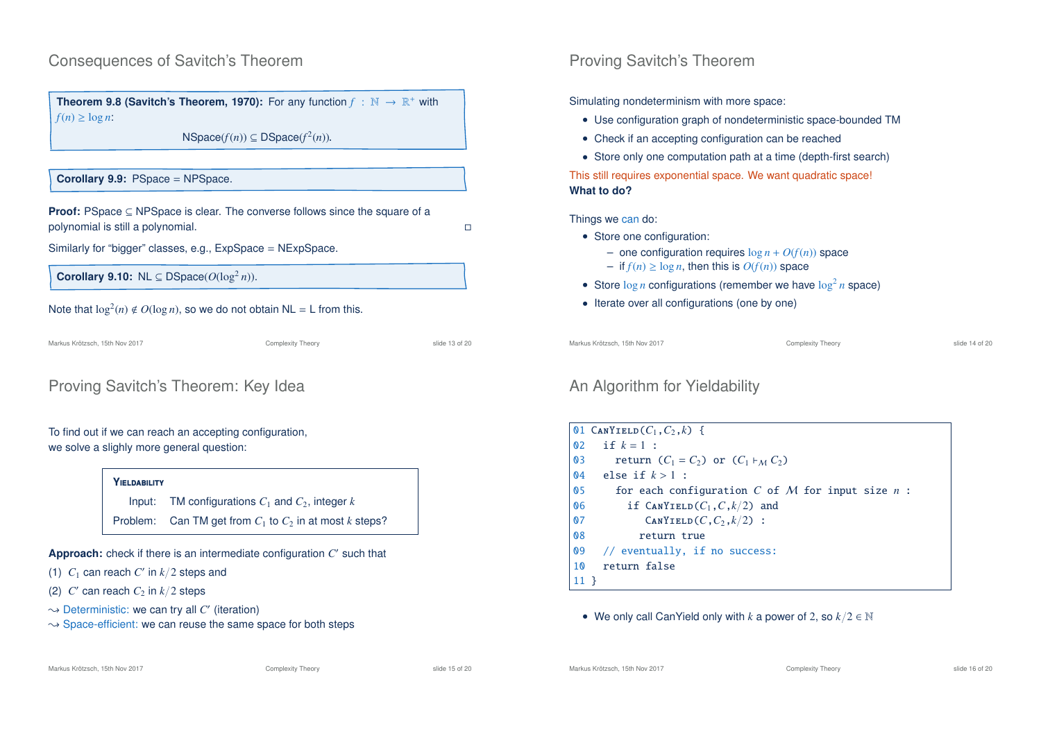## Consequences of Savitch's Theorem

**Theorem 9.8 (Savitch's Theorem, 1970):** For any function $f : \mathbb{N} \to \mathbb{R}^+$ with $f(n) \geq \log n$:

$$\text{NSpace}(f(n)) \subseteq \text{DSpace}(f^2(n)).$$

**Corollary 9.9:** PSpace = NPSpace.

**Proof:** PSpace ⊆ NPSpace is clear. The converse follows since the square of a polynomial is still a polynomial. □

Similarly for "bigger" classes, e.g., ExpSpace = NExpSpace.

**Corollary 9.10:** NL ⊆ DSpace($O(\log^2 n)$).

Note that $\log^2(n) \notin O(\log n)$, so we do not obtain NL = L from this.

## Proving Savitch's Theorem

Simulating nondeterminism with more space:

- Use configuration graph of nondeterministic space-bounded TM
- Check if an accepting configuration can be reached
- Store only one computation path at a time (depth-first search)

This still requires exponential space. We want quadratic space!
**What to do?**

Things we can do:

- Store one configuration:
  - one configuration requires $\log n + O(f(n))$ space
  - if $f(n) \geq \log n$, then this is $O(f(n))$ space
- Store $\log n$ configurations (remember we have $\log^2 n$ space)
- Iterate over all configurations (one by one)

## Proving Savitch's Theorem: Key Idea

To find out if we can reach an accepting configuration, we solve a slighly more general question:

**Yieldability**

| | |
|---|---|
| Input: | TM configurations $C_1$ and $C_2$, integer $k$ |
| Problem: | Can TM get from $C_1$ to $C_2$ in at most $k$ steps? |

**Approach:** check if there is an intermediate configuration $C'$ such that

(1) $C_1$ can reach $C'$ in $k/2$ steps and

(2) $C'$ can reach $C_2$ in $k/2$ steps

⇝ Deterministic: we can try all $C'$ (iteration)

⇝ Space-efficient: we can reuse the same space for both steps

## An Algorithm for Yieldability

```
01 CanYield(C1,C2,k) {
02   if k = 1 :
03     return (C1 = C2) or (C1 ⊢M C2)
04   else if k > 1 :
05     for each configuration C of M for input size n :
06       if CanYield(C1,C,k/2) and
07          CanYield(C,C2,k/2) :
08         return true
09   // eventually, if no success:
10   return false
11 }
```

- We only call CanYield only with $k$ a power of 2, so $k/2 \in \mathbb{N}$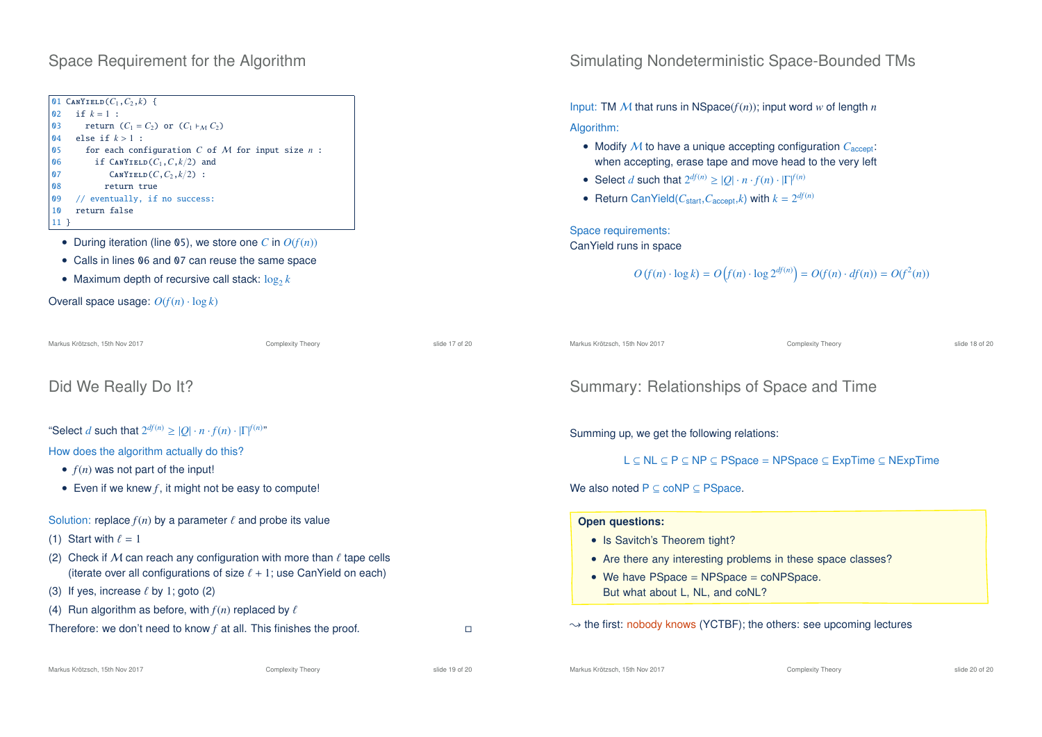## Space Requirement for the Algorithm

```
01 CanYield(C1, C2, k) {
02   if k = 1 :
03     return (C1 = C2) or (C1 ⊢M C2)
04   else if k > 1 :
05     for each configuration C of M for input size n :
06       if CanYield(C1, C, k/2) and
07          CanYield(C, C2, k/2) :
08         return true
09   // eventually, if no success:
10   return false
11 }
```

- During iteration (line 05), we store one $C$ in $O(f(n))$
- Calls in lines 06 and 07 can reuse the same space
- Maximum depth of recursive call stack: $\log_2 k$

Overall space usage: $O(f(n) \cdot \log k)$

## Simulating Nondeterministic Space-Bounded TMs

Input: TM $\mathcal{M}$ that runs in NSpace($f(n)$); input word $w$ of length $n$

Algorithm:

- Modify $\mathcal{M}$ to have a unique accepting configuration $C_{\text{accept}}$: when accepting, erase tape and move head to the very left
- Select $d$ such that $2^{df(n)} \geq |Q| \cdot n \cdot f(n) \cdot |\Gamma|^{f(n)}$
- Return CanYield($C_{\text{start}}$,$C_{\text{accept}}$,$k$) with $k = 2^{df(n)}$

Space requirements:
CanYield runs in space

$$O(f(n) \cdot \log k) = O\left(f(n) \cdot \log 2^{df(n)}\right) = O(f(n) \cdot df(n)) = O(f^2(n))$$

## Did We Really Do It?

"Select $d$ such that $2^{df(n)} \geq |Q| \cdot n \cdot f(n) \cdot |\Gamma|^{f(n)}$"

How does the algorithm actually do this?

- $f(n)$ was not part of the input!
- Even if we knew $f$, it might not be easy to compute!

Solution: replace $f(n)$ by a parameter $\ell$ and probe its value

(1) Start with $\ell = 1$

(2) Check if $\mathcal{M}$ can reach any configuration with more than $\ell$ tape cells (iterate over all configurations of size $\ell + 1$; use CanYield on each)

(3) If yes, increase $\ell$ by 1; goto (2)

(4) Run algorithm as before, with $f(n)$ replaced by $\ell$

Therefore: we don't need to know $f$ at all. This finishes the proof. □

## Summary: Relationships of Space and Time

Summing up, we get the following relations:

$$\text{L} \subseteq \text{NL} \subseteq \text{P} \subseteq \text{NP} \subseteq \text{PSpace} = \text{NPSpace} \subseteq \text{ExpTime} \subseteq \text{NExpTime}$$

We also noted P ⊆ coNP ⊆ PSpace.

**Open questions:**

- Is Savitch's Theorem tight?
- Are there any interesting problems in these space classes?
- We have PSpace = NPSpace = coNPSpace.
  But what about L, NL, and coNL?

$\leadsto$ the first: nobody knows (YCTBF); the others: see upcoming lectures